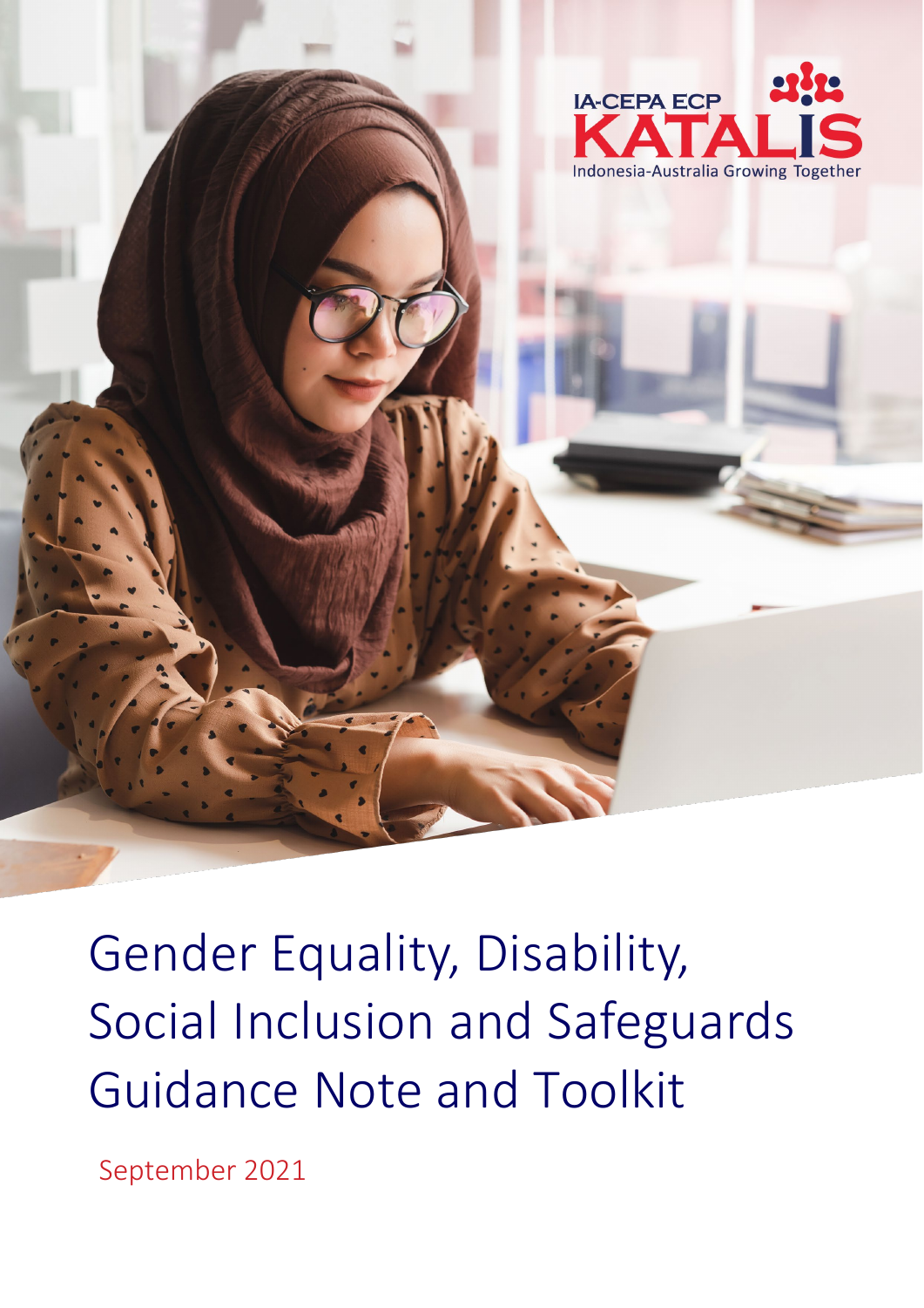IA-CEPA ECP

KATALIS

Indonesia-Australia Growing Together

# Gender Equality, Disability, Social Inclusion and Safeguards Guidance Note and Toolkit

September 2021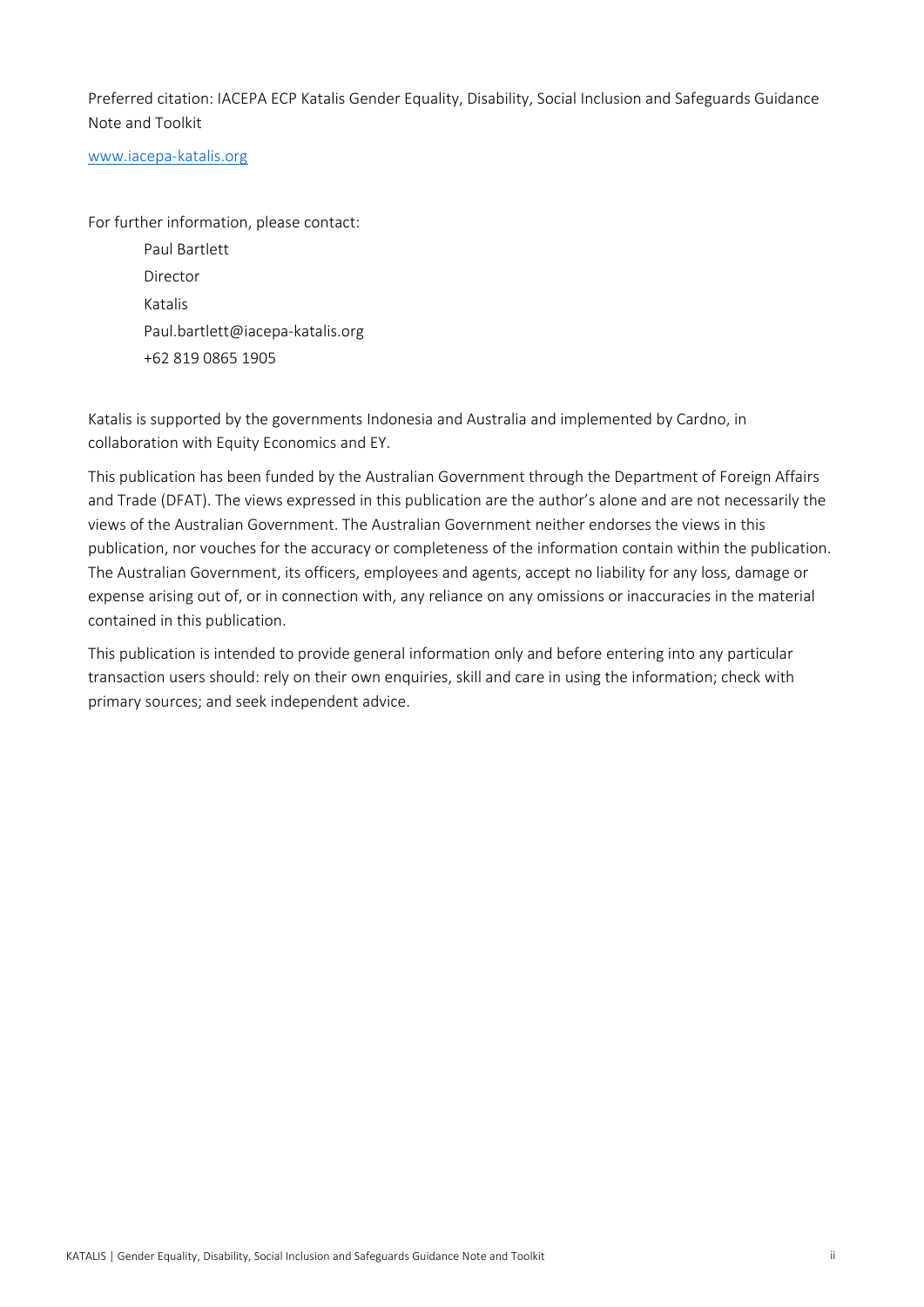Preferred citation: IACEPA ECP Katalis Gender Equality, Disability, Social Inclusion and Safeguards Guidance Note and Toolkit

[www.iacepa-katalis.org](www.iacepa-katalis.org)

For further information, please contact:

Paul Bartlett
Director
Katalis
Paul.bartlett@iacepa-katalis.org
+62 819 0865 1905

Katalis is supported by the governments Indonesia and Australia and implemented by Cardno, in collaboration with Equity Economics and EY.

This publication has been funded by the Australian Government through the Department of Foreign Affairs and Trade (DFAT). The views expressed in this publication are the author's alone and are not necessarily the views of the Australian Government. The Australian Government neither endorses the views in this publication, nor vouches for the accuracy or completeness of the information contain within the publication. The Australian Government, its officers, employees and agents, accept no liability for any loss, damage or expense arising out of, or in connection with, any reliance on any omissions or inaccuracies in the material contained in this publication.

This publication is intended to provide general information only and before entering into any particular transaction users should: rely on their own enquiries, skill and care in using the information; check with primary sources; and seek independent advice.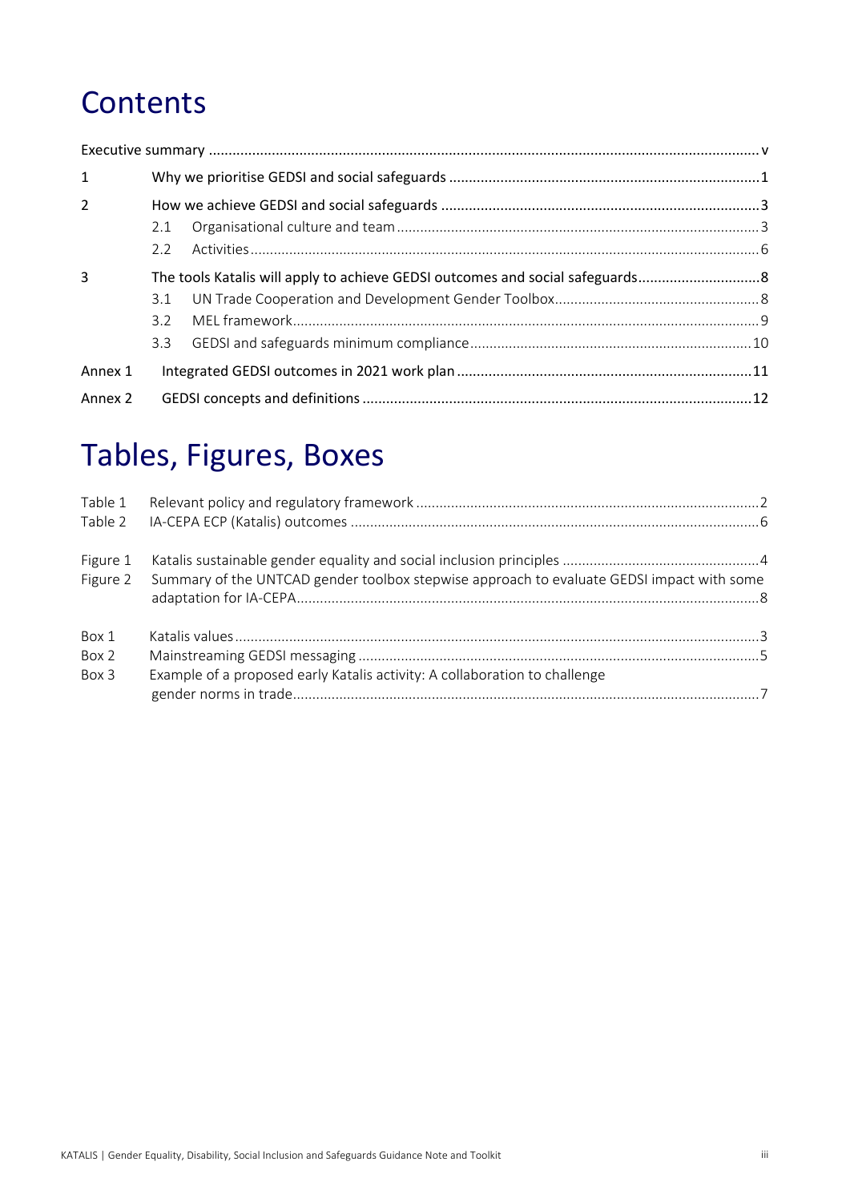# Contents

Executive summary ........................................................................................................................................ v

1 Why we prioritise GEDSI and social safeguards ............................................................................ 1

2 How we achieve GEDSI and social safeguards ............................................................................... 3

- 2.1 Organisational culture and team ........................................................................................... 3
- 2.2 Activities ................................................................................................................................. 6

3 The tools Katalis will apply to achieve GEDSI outcomes and social safeguards .............................. 8

- 3.1 UN Trade Cooperation and Development Gender Toolbox .................................................... 8
- 3.2 MEL framework ....................................................................................................................... 9
- 3.3 GEDSI and safeguards minimum compliance ........................................................................ 10

Annex 1 Integrated GEDSI outcomes in 2021 work plan .......................................................................... 11

Annex 2 GEDSI concepts and definitions .................................................................................................. 12

# Tables, Figures, Boxes

Table 1 Relevant policy and regulatory framework ....................................................................................... 2
Table 2 IA-CEPA ECP (Katalis) outcomes ....................................................................................................... 6

Figure 1 Katalis sustainable gender equality and social inclusion principles ................................................ 4
Figure 2 Summary of the UNTCAD gender toolbox stepwise approach to evaluate GEDSI impact with some adaptation for IA-CEPA ..................................................................................................................... 8

Box 1 Katalis values ..................................................................................................................................... 3
Box 2 Mainstreaming GEDSI messaging ...................................................................................................... 5
Box 3 Example of a proposed early Katalis activity: A collaboration to challenge gender norms in trade ...................................................................................................... 7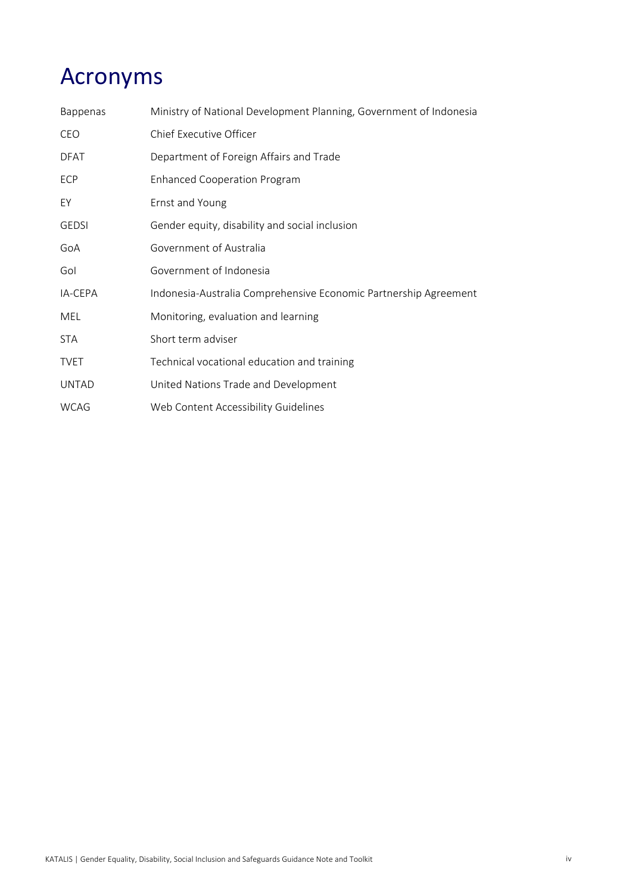# Acronyms

| | |
|---|---|
| Bappenas | Ministry of National Development Planning, Government of Indonesia |
| CEO | Chief Executive Officer |
| DFAT | Department of Foreign Affairs and Trade |
| ECP | Enhanced Cooperation Program |
| EY | Ernst and Young |
| GEDSI | Gender equity, disability and social inclusion |
| GoA | Government of Australia |
| GoI | Government of Indonesia |
| IA-CEPA | Indonesia-Australia Comprehensive Economic Partnership Agreement |
| MEL | Monitoring, evaluation and learning |
| STA | Short term adviser |
| TVET | Technical vocational education and training |
| UNTAD | United Nations Trade and Development |
| WCAG | Web Content Accessibility Guidelines |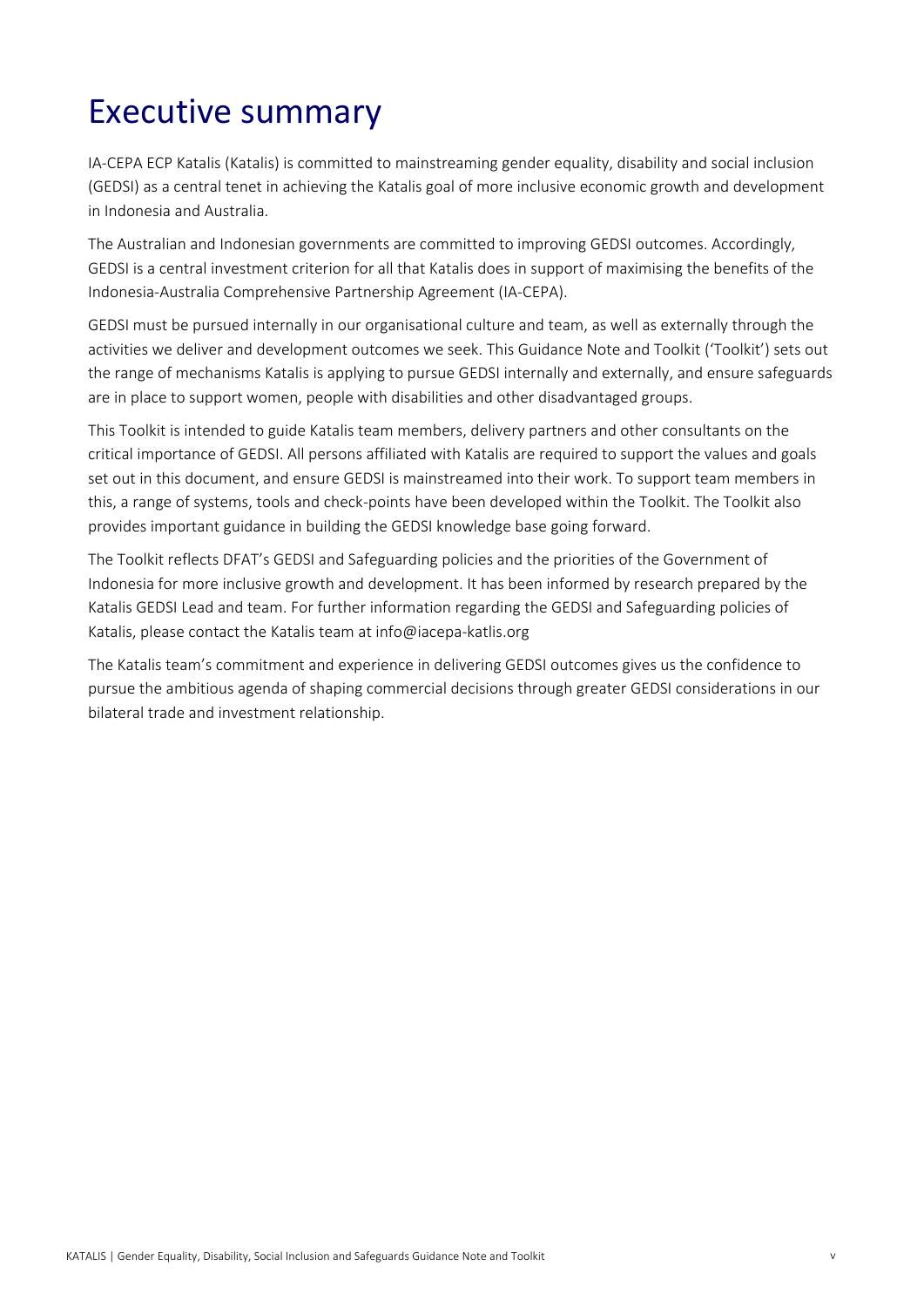# Executive summary

IA-CEPA ECP Katalis (Katalis) is committed to mainstreaming gender equality, disability and social inclusion (GEDSI) as a central tenet in achieving the Katalis goal of more inclusive economic growth and development in Indonesia and Australia.

The Australian and Indonesian governments are committed to improving GEDSI outcomes. Accordingly, GEDSI is a central investment criterion for all that Katalis does in support of maximising the benefits of the Indonesia-Australia Comprehensive Partnership Agreement (IA-CEPA).

GEDSI must be pursued internally in our organisational culture and team, as well as externally through the activities we deliver and development outcomes we seek. This Guidance Note and Toolkit ('Toolkit') sets out the range of mechanisms Katalis is applying to pursue GEDSI internally and externally, and ensure safeguards are in place to support women, people with disabilities and other disadvantaged groups.

This Toolkit is intended to guide Katalis team members, delivery partners and other consultants on the critical importance of GEDSI. All persons affiliated with Katalis are required to support the values and goals set out in this document, and ensure GEDSI is mainstreamed into their work. To support team members in this, a range of systems, tools and check-points have been developed within the Toolkit. The Toolkit also provides important guidance in building the GEDSI knowledge base going forward.

The Toolkit reflects DFAT's GEDSI and Safeguarding policies and the priorities of the Government of Indonesia for more inclusive growth and development. It has been informed by research prepared by the Katalis GEDSI Lead and team. For further information regarding the GEDSI and Safeguarding policies of Katalis, please contact the Katalis team at info@iacepa-katlis.org

The Katalis team's commitment and experience in delivering GEDSI outcomes gives us the confidence to pursue the ambitious agenda of shaping commercial decisions through greater GEDSI considerations in our bilateral trade and investment relationship.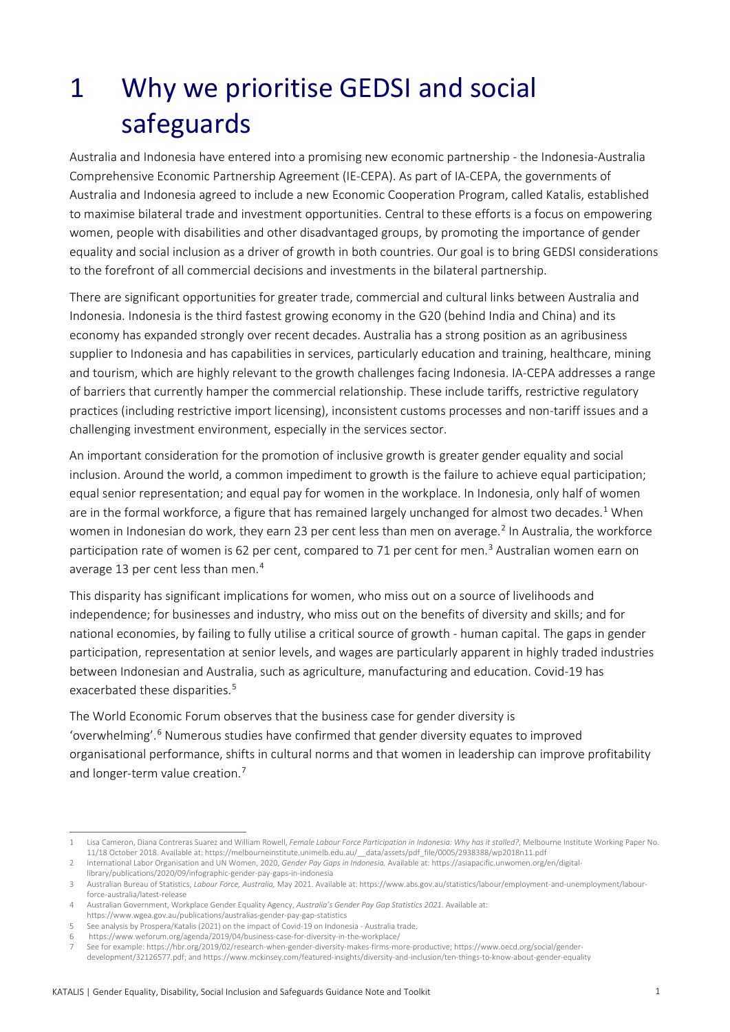# 1 Why we prioritise GEDSI and social safeguards

Australia and Indonesia have entered into a promising new economic partnership - the Indonesia-Australia Comprehensive Economic Partnership Agreement (IE-CEPA). As part of IA-CEPA, the governments of Australia and Indonesia agreed to include a new Economic Cooperation Program, called Katalis, established to maximise bilateral trade and investment opportunities. Central to these efforts is a focus on empowering women, people with disabilities and other disadvantaged groups, by promoting the importance of gender equality and social inclusion as a driver of growth in both countries. Our goal is to bring GEDSI considerations to the forefront of all commercial decisions and investments in the bilateral partnership.

There are significant opportunities for greater trade, commercial and cultural links between Australia and Indonesia. Indonesia is the third fastest growing economy in the G20 (behind India and China) and its economy has expanded strongly over recent decades. Australia has a strong position as an agribusiness supplier to Indonesia and has capabilities in services, particularly education and training, healthcare, mining and tourism, which are highly relevant to the growth challenges facing Indonesia. IA-CEPA addresses a range of barriers that currently hamper the commercial relationship. These include tariffs, restrictive regulatory practices (including restrictive import licensing), inconsistent customs processes and non-tariff issues and a challenging investment environment, especially in the services sector.

An important consideration for the promotion of inclusive growth is greater gender equality and social inclusion. Around the world, a common impediment to growth is the failure to achieve equal participation; equal senior representation; and equal pay for women in the workplace. In Indonesia, only half of women are in the formal workforce, a figure that has remained largely unchanged for almost two decades.[1] When women in Indonesian do work, they earn 23 per cent less than men on average.[2] In Australia, the workforce participation rate of women is 62 per cent, compared to 71 per cent for men.[3] Australian women earn on average 13 per cent less than men.[4]

This disparity has significant implications for women, who miss out on a source of livelihoods and independence; for businesses and industry, who miss out on the benefits of diversity and skills; and for national economies, by failing to fully utilise a critical source of growth - human capital. The gaps in gender participation, representation at senior levels, and wages are particularly apparent in highly traded industries between Indonesian and Australia, such as agriculture, manufacturing and education. Covid-19 has exacerbated these disparities.[5]

The World Economic Forum observes that the business case for gender diversity is 'overwhelming'.[6] Numerous studies have confirmed that gender diversity equates to improved organisational performance, shifts in cultural norms and that women in leadership can improve profitability and longer-term value creation.[7]

---

1 Lisa Cameron, Diana Contreras Suarez and William Rowell, *Female Labour Force Participation in Indonesia: Why has it stalled?*, Melbourne Institute Working Paper No. 11/18 October 2018. Available at: https://melbourneinstitute.unimelb.edu.au/__data/assets/pdf_file/0005/2938388/wp2018n11.pdf

2 International Labor Organisation and UN Women, 2020, *Gender Pay Gaps in Indonesia.* Available at: https://asiapacific.unwomen.org/en/digital-library/publications/2020/09/infographic-gender-pay-gaps-in-indonesia

3 Australian Bureau of Statistics, *Labour Force, Australia,* May 2021. Available at: https://www.abs.gov.au/statistics/labour/employment-and-unemployment/labour-force-australia/latest-release

4 Australian Government, Workplace Gender Equality Agency, *Australia's Gender Pay Gap Statistics 2021*. Available at: https://www.wgea.gov.au/publications/australias-gender-pay-gap-statistics

5 See analysis by Prospera/Katalis (2021) on the impact of Covid-19 on Indonesia - Australia trade.

6 https://www.weforum.org/agenda/2019/04/business-case-for-diversity-in-the-workplace/

7 See for example: https://hbr.org/2019/02/research-when-gender-diversity-makes-firms-more-productive; https://www.oecd.org/social/gender-development/32126577.pdf; and https://www.mckinsey.com/featured-insights/diversity-and-inclusion/ten-things-to-know-about-gender-equality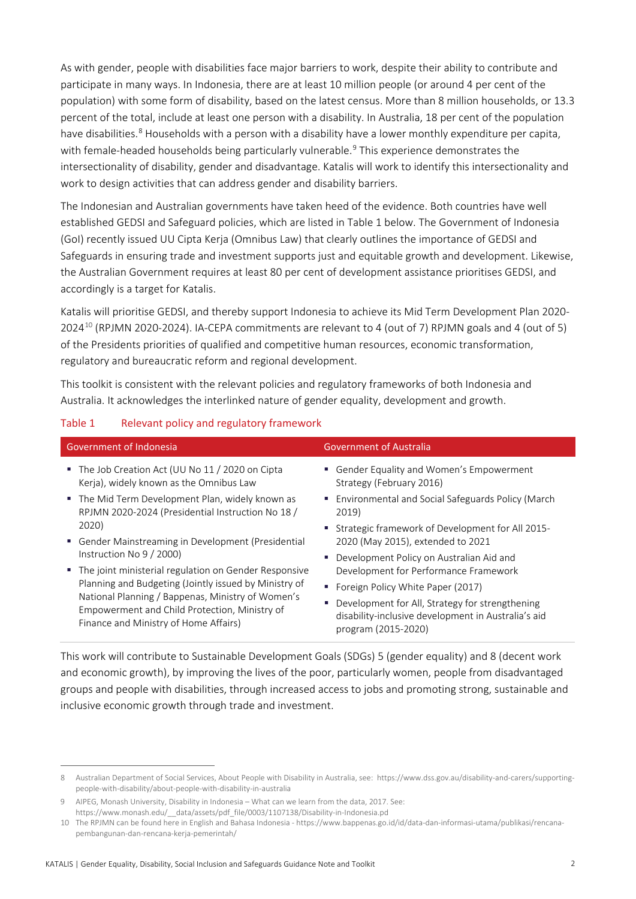As with gender, people with disabilities face major barriers to work, despite their ability to contribute and participate in many ways. In Indonesia, there are at least 10 million people (or around 4 per cent of the population) with some form of disability, based on the latest census. More than 8 million households, or 13.3 percent of the total, include at least one person with a disability. In Australia, 18 per cent of the population have disabilities.[8] Households with a person with a disability have a lower monthly expenditure per capita, with female-headed households being particularly vulnerable.[9] This experience demonstrates the intersectionality of disability, gender and disadvantage. Katalis will work to identify this intersectionality and work to design activities that can address gender and disability barriers.

The Indonesian and Australian governments have taken heed of the evidence. Both countries have well established GEDSI and Safeguard policies, which are listed in Table 1 below. The Government of Indonesia (GoI) recently issued UU Cipta Kerja (Omnibus Law) that clearly outlines the importance of GEDSI and Safeguards in ensuring trade and investment supports just and equitable growth and development. Likewise, the Australian Government requires at least 80 per cent of development assistance prioritises GEDSI, and accordingly is a target for Katalis.

Katalis will prioritise GEDSI, and thereby support Indonesia to achieve its Mid Term Development Plan 2020-2024[10] (RPJMN 2020-2024). IA-CEPA commitments are relevant to 4 (out of 7) RPJMN goals and 4 (out of 5) of the Presidents priorities of qualified and competitive human resources, economic transformation, regulatory and bureaucratic reform and regional development.

This toolkit is consistent with the relevant policies and regulatory frameworks of both Indonesia and Australia. It acknowledges the interlinked nature of gender equality, development and growth.

Table 1 Relevant policy and regulatory framework

| Government of Indonesia | Government of Australia |
|---|---|
| ▪ The Job Creation Act (UU No 11 / 2020 on Cipta Kerja), widely known as the Omnibus Law<br>▪ The Mid Term Development Plan, widely known as RPJMN 2020-2024 (Presidential Instruction No 18 / 2020)<br>▪ Gender Mainstreaming in Development (Presidential Instruction No 9 / 2000)<br>▪ The joint ministerial regulation on Gender Responsive Planning and Budgeting (Jointly issued by Ministry of National Planning / Bappenas, Ministry of Women's Empowerment and Child Protection, Ministry of Finance and Ministry of Home Affairs) | ▪ Gender Equality and Women's Empowerment Strategy (February 2016)<br>▪ Environmental and Social Safeguards Policy (March 2019)<br>▪ Strategic framework of Development for All 2015-2020 (May 2015), extended to 2021<br>▪ Development Policy on Australian Aid and Development for Performance Framework<br>▪ Foreign Policy White Paper (2017)<br>▪ Development for All, Strategy for strengthening disability-inclusive development in Australia's aid program (2015-2020) |

This work will contribute to Sustainable Development Goals (SDGs) 5 (gender equality) and 8 (decent work and economic growth), by improving the lives of the poor, particularly women, people from disadvantaged groups and people with disabilities, through increased access to jobs and promoting strong, sustainable and inclusive economic growth through trade and investment.

---

8 Australian Department of Social Services, About People with Disability in Australia, see: https://www.dss.gov.au/disability-and-carers/supporting-people-with-disability/about-people-with-disability-in-australia

9 AIPEG, Monash University, Disability in Indonesia – What can we learn from the data, 2017. See: https://www.monash.edu/__data/assets/pdf_file/0003/1107138/Disability-in-Indonesia.pd

10 The RPJMN can be found here in English and Bahasa Indonesia - https://www.bappenas.go.id/id/data-dan-informasi-utama/publikasi/rencana-pembangunan-dan-rencana-kerja-pemerintah/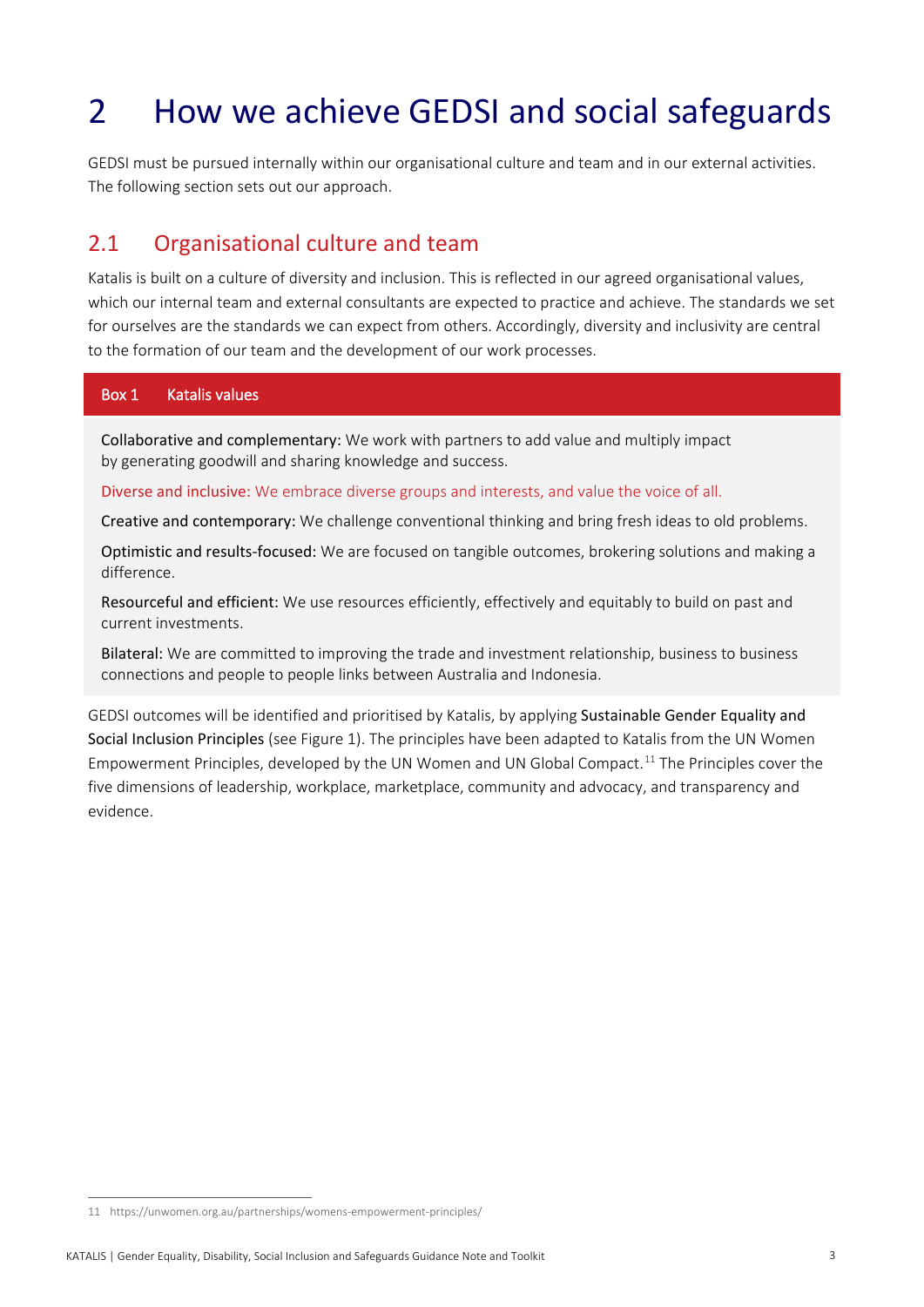# 2 How we achieve GEDSI and social safeguards

GEDSI must be pursued internally within our organisational culture and team and in our external activities. The following section sets out our approach.

## 2.1 Organisational culture and team

Katalis is built on a culture of diversity and inclusion. This is reflected in our agreed organisational values, which our internal team and external consultants are expected to practice and achieve. The standards we set for ourselves are the standards we can expect from others. Accordingly, diversity and inclusivity are central to the formation of our team and the development of our work processes.

**Box 1 Katalis values**

Collaborative and complementary: We work with partners to add value and multiply impact by generating goodwill and sharing knowledge and success.

Diverse and inclusive: We embrace diverse groups and interests, and value the voice of all.

Creative and contemporary: We challenge conventional thinking and bring fresh ideas to old problems.

Optimistic and results-focused: We are focused on tangible outcomes, brokering solutions and making a difference.

Resourceful and efficient: We use resources efficiently, effectively and equitably to build on past and current investments.

Bilateral: We are committed to improving the trade and investment relationship, business to business connections and people to people links between Australia and Indonesia.

GEDSI outcomes will be identified and prioritised by Katalis, by applying Sustainable Gender Equality and Social Inclusion Principles (see Figure 1). The principles have been adapted to Katalis from the UN Women Empowerment Principles, developed by the UN Women and UN Global Compact.[11] The Principles cover the five dimensions of leadership, workplace, marketplace, community and advocacy, and transparency and evidence.

11 https://unwomen.org.au/partnerships/womens-empowerment-principles/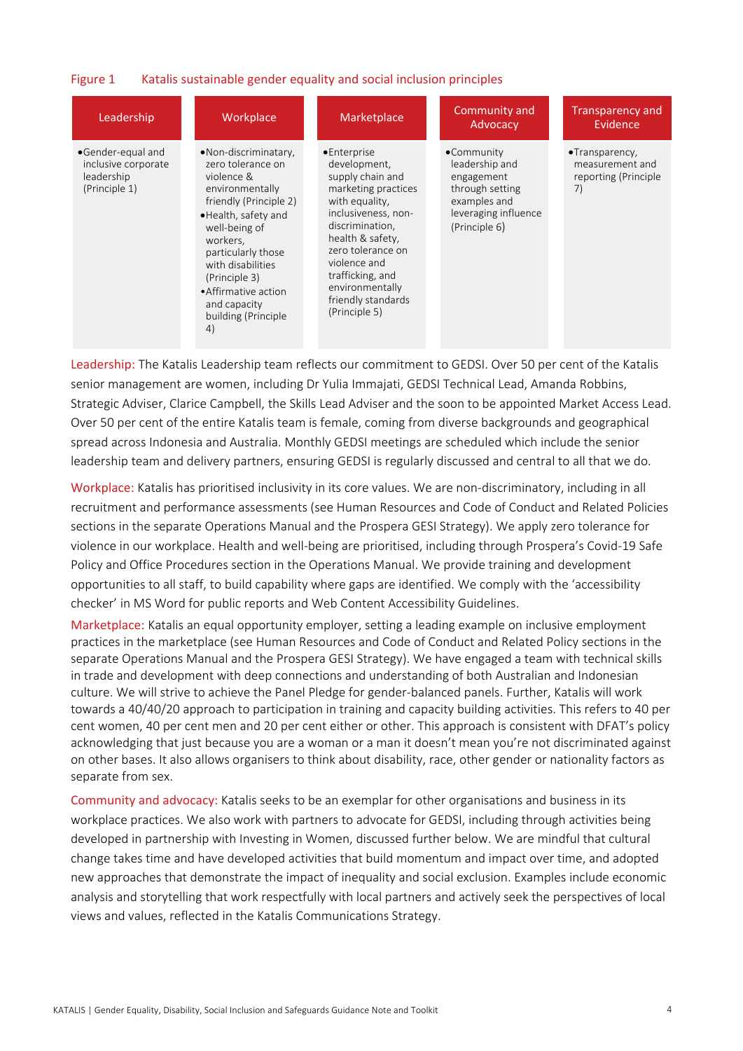Figure 1 Katalis sustainable gender equality and social inclusion principles

| Leadership | Workplace | Marketplace | Community and Advocacy | Transparency and Evidence |
|---|---|---|---|---|
| • Gender-equal and inclusive corporate leadership (Principle 1) | • Non-discriminatory, zero tolerance on violence & environmentally friendly (Principle 2)<br>• Health, safety and well-being of workers, particularly those with disabilities (Principle 3)<br>• Affirmative action and capacity building (Principle 4) | • Enterprise development, supply chain and marketing practices with equality, inclusiveness, non-discrimination, health & safety, zero tolerance on violence and trafficking, and environmentally friendly standards (Principle 5) | • Community leadership and engagement through setting examples and leveraging influence (Principle 6) | • Transparency, measurement and reporting (Principle 7) |

Leadership: The Katalis Leadership team reflects our commitment to GEDSI. Over 50 per cent of the Katalis senior management are women, including Dr Yulia Immajati, GEDSI Technical Lead, Amanda Robbins, Strategic Adviser, Clarice Campbell, the Skills Lead Adviser and the soon to be appointed Market Access Lead. Over 50 per cent of the entire Katalis team is female, coming from diverse backgrounds and geographical spread across Indonesia and Australia. Monthly GEDSI meetings are scheduled which include the senior leadership team and delivery partners, ensuring GEDSI is regularly discussed and central to all that we do.

Workplace: Katalis has prioritised inclusivity in its core values. We are non-discriminatory, including in all recruitment and performance assessments (see Human Resources and Code of Conduct and Related Policies sections in the separate Operations Manual and the Prospera GESI Strategy). We apply zero tolerance for violence in our workplace. Health and well-being are prioritised, including through Prospera's Covid-19 Safe Policy and Office Procedures section in the Operations Manual. We provide training and development opportunities to all staff, to build capability where gaps are identified. We comply with the 'accessibility checker' in MS Word for public reports and Web Content Accessibility Guidelines.

Marketplace: Katalis an equal opportunity employer, setting a leading example on inclusive employment practices in the marketplace (see Human Resources and Code of Conduct and Related Policy sections in the separate Operations Manual and the Prospera GESI Strategy). We have engaged a team with technical skills in trade and development with deep connections and understanding of both Australian and Indonesian culture. We will strive to achieve the Panel Pledge for gender-balanced panels. Further, Katalis will work towards a 40/40/20 approach to participation in training and capacity building activities. This refers to 40 per cent women, 40 per cent men and 20 per cent either or other. This approach is consistent with DFAT's policy acknowledging that just because you are a woman or a man it doesn't mean you're not discriminated against on other bases. It also allows organisers to think about disability, race, other gender or nationality factors as separate from sex.

Community and advocacy: Katalis seeks to be an exemplar for other organisations and business in its workplace practices. We also work with partners to advocate for GEDSI, including through activities being developed in partnership with Investing in Women, discussed further below. We are mindful that cultural change takes time and have developed activities that build momentum and impact over time, and adopted new approaches that demonstrate the impact of inequality and social exclusion. Examples include economic analysis and storytelling that work respectfully with local partners and actively seek the perspectives of local views and values, reflected in the Katalis Communications Strategy.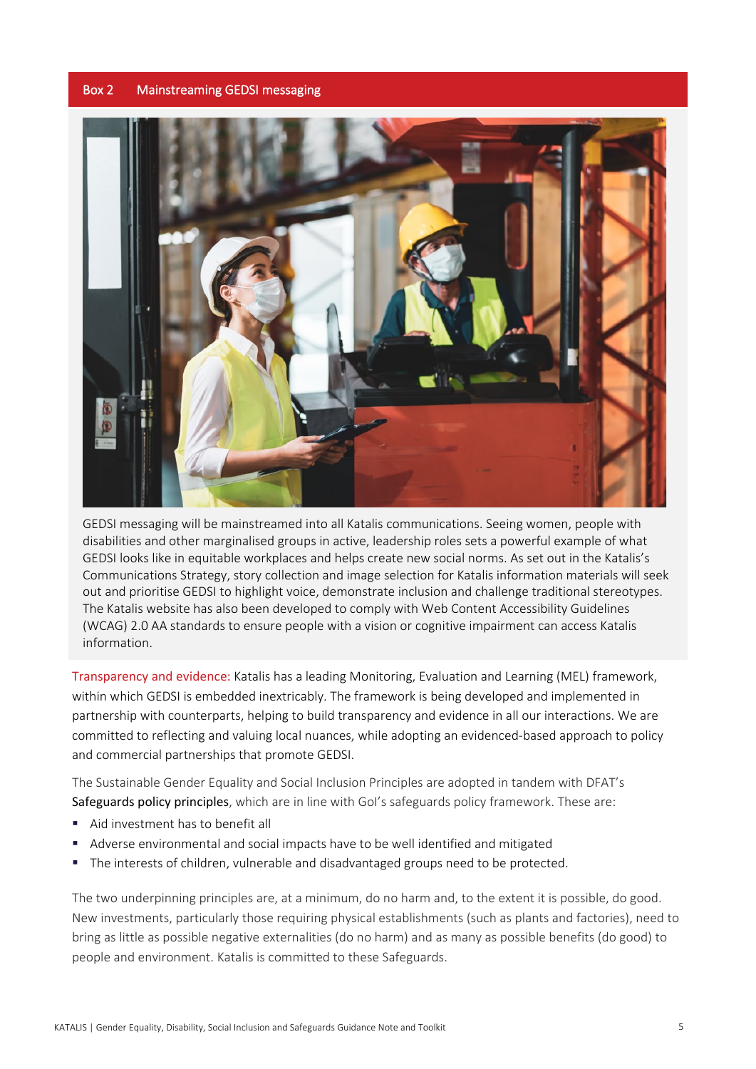**Box 2 Mainstreaming GEDSI messaging**

GEDSI messaging will be mainstreamed into all Katalis communications. Seeing women, people with disabilities and other marginalised groups in active, leadership roles sets a powerful example of what GEDSI looks like in equitable workplaces and helps create new social norms. As set out in the Katalis's Communications Strategy, story collection and image selection for Katalis information materials will seek out and prioritise GEDSI to highlight voice, demonstrate inclusion and challenge traditional stereotypes. The Katalis website has also been developed to comply with Web Content Accessibility Guidelines (WCAG) 2.0 AA standards to ensure people with a vision or cognitive impairment can access Katalis information.

Transparency and evidence: Katalis has a leading Monitoring, Evaluation and Learning (MEL) framework, within which GEDSI is embedded inextricably. The framework is being developed and implemented in partnership with counterparts, helping to build transparency and evidence in all our interactions. We are committed to reflecting and valuing local nuances, while adopting an evidenced-based approach to policy and commercial partnerships that promote GEDSI.

The Sustainable Gender Equality and Social Inclusion Principles are adopted in tandem with DFAT's **Safeguards policy principles**, which are in line with GoI's safeguards policy framework. These are:

- Aid investment has to benefit all
- Adverse environmental and social impacts have to be well identified and mitigated
- The interests of children, vulnerable and disadvantaged groups need to be protected.

The two underpinning principles are, at a minimum, do no harm and, to the extent it is possible, do good. New investments, particularly those requiring physical establishments (such as plants and factories), need to bring as little as possible negative externalities (do no harm) and as many as possible benefits (do good) to people and environment. Katalis is committed to these Safeguards.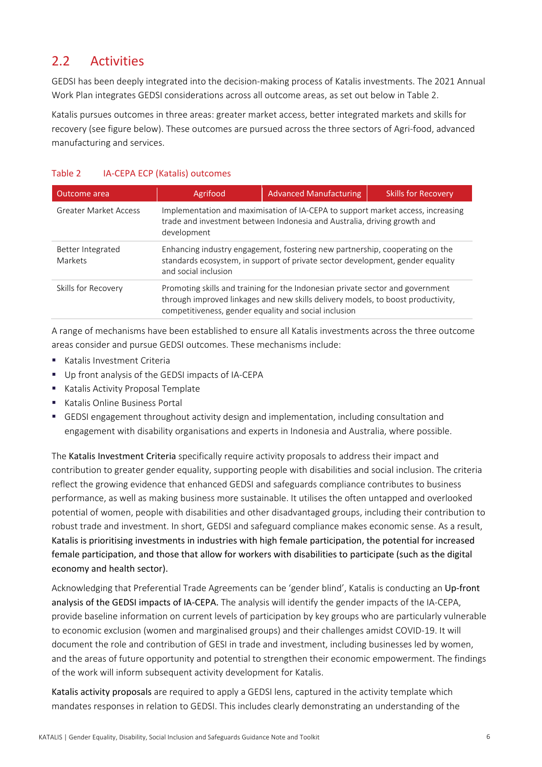## 2.2 Activities

GEDSI has been deeply integrated into the decision-making process of Katalis investments. The 2021 Annual Work Plan integrates GEDSI considerations across all outcome areas, as set out below in Table 2.

Katalis pursues outcomes in three areas: greater market access, better integrated markets and skills for recovery (see figure below). These outcomes are pursued across the three sectors of Agri-food, advanced manufacturing and services.

Table 2 IA-CEPA ECP (Katalis) outcomes

| Outcome area | Agrifood | Advanced Manufacturing | Skills for Recovery |
|---|---|---|---|
| Greater Market Access | Implementation and maximisation of IA-CEPA to support market access, increasing trade and investment between Indonesia and Australia, driving growth and development | | |
| Better Integrated Markets | Enhancing industry engagement, fostering new partnership, cooperating on the standards ecosystem, in support of private sector development, gender equality and social inclusion | | |
| Skills for Recovery | Promoting skills and training for the Indonesian private sector and government through improved linkages and new skills delivery models, to boost productivity, competitiveness, gender equality and social inclusion | | |

A range of mechanisms have been established to ensure all Katalis investments across the three outcome areas consider and pursue GEDSI outcomes. These mechanisms include:

- Katalis Investment Criteria
- Up front analysis of the GEDSI impacts of IA-CEPA
- Katalis Activity Proposal Template
- Katalis Online Business Portal
- GEDSI engagement throughout activity design and implementation, including consultation and engagement with disability organisations and experts in Indonesia and Australia, where possible.

The **Katalis Investment Criteria** specifically require activity proposals to address their impact and contribution to greater gender equality, supporting people with disabilities and social inclusion. The criteria reflect the growing evidence that enhanced GEDSI and safeguards compliance contributes to business performance, as well as making business more sustainable. It utilises the often untapped and overlooked potential of women, people with disabilities and other disadvantaged groups, including their contribution to robust trade and investment. In short, GEDSI and safeguard compliance makes economic sense. As a result, **Katalis is prioritising investments in industries with high female participation, the potential for increased female participation, and those that allow for workers with disabilities to participate (such as the digital economy and health sector).**

Acknowledging that Preferential Trade Agreements can be 'gender blind', Katalis is conducting an **Up-front analysis of the GEDSI impacts of IA-CEPA.** The analysis will identify the gender impacts of the IA-CEPA, provide baseline information on current levels of participation by key groups who are particularly vulnerable to economic exclusion (women and marginalised groups) and their challenges amidst COVID-19. It will document the role and contribution of GESI in trade and investment, including businesses led by women, and the areas of future opportunity and potential to strengthen their economic empowerment. The findings of the work will inform subsequent activity development for Katalis.

**Katalis activity proposals** are required to apply a GEDSI lens, captured in the activity template which mandates responses in relation to GEDSI. This includes clearly demonstrating an understanding of the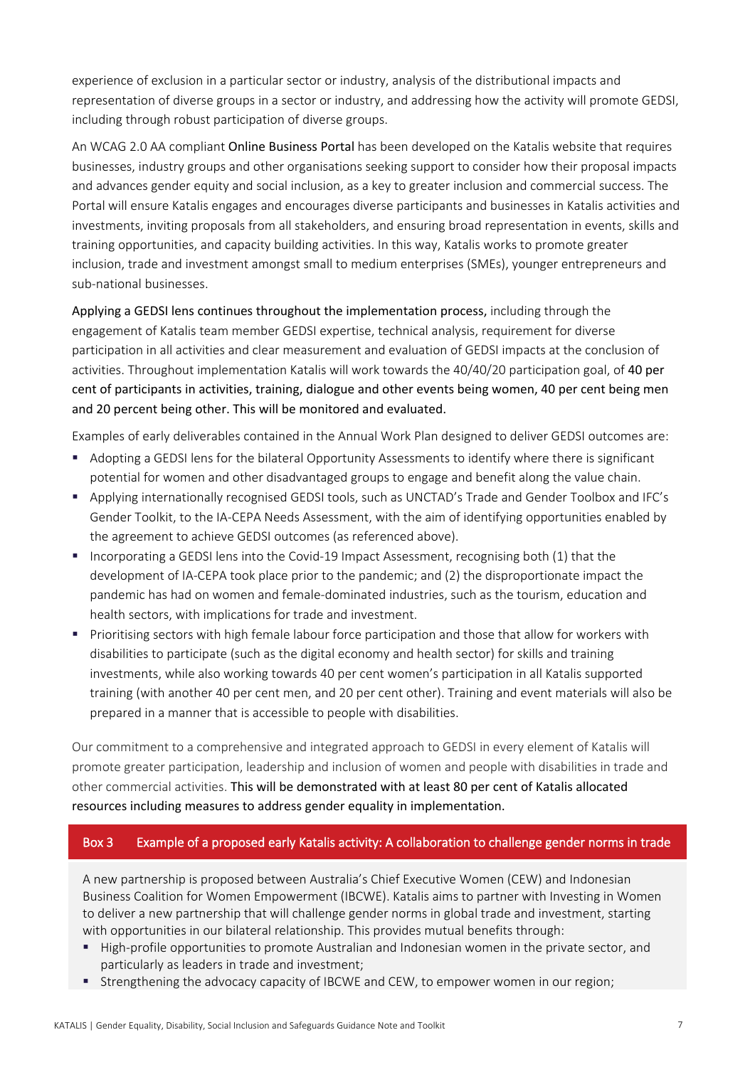experience of exclusion in a particular sector or industry, analysis of the distributional impacts and representation of diverse groups in a sector or industry, and addressing how the activity will promote GEDSI, including through robust participation of diverse groups.

An WCAG 2.0 AA compliant Online Business Portal has been developed on the Katalis website that requires businesses, industry groups and other organisations seeking support to consider how their proposal impacts and advances gender equity and social inclusion, as a key to greater inclusion and commercial success. The Portal will ensure Katalis engages and encourages diverse participants and businesses in Katalis activities and investments, inviting proposals from all stakeholders, and ensuring broad representation in events, skills and training opportunities, and capacity building activities. In this way, Katalis works to promote greater inclusion, trade and investment amongst small to medium enterprises (SMEs), younger entrepreneurs and sub-national businesses.

Applying a GEDSI lens continues throughout the implementation process, including through the engagement of Katalis team member GEDSI expertise, technical analysis, requirement for diverse participation in all activities and clear measurement and evaluation of GEDSI impacts at the conclusion of activities. Throughout implementation Katalis will work towards the 40/40/20 participation goal, of **40 per cent of participants in activities, training, dialogue and other events being women, 40 per cent being men and 20 percent being other. This will be monitored and evaluated.**

Examples of early deliverables contained in the Annual Work Plan designed to deliver GEDSI outcomes are:

- Adopting a GEDSI lens for the bilateral Opportunity Assessments to identify where there is significant potential for women and other disadvantaged groups to engage and benefit along the value chain.
- Applying internationally recognised GEDSI tools, such as UNCTAD's Trade and Gender Toolbox and IFC's Gender Toolkit, to the IA-CEPA Needs Assessment, with the aim of identifying opportunities enabled by the agreement to achieve GEDSI outcomes (as referenced above).
- Incorporating a GEDSI lens into the Covid-19 Impact Assessment, recognising both (1) that the development of IA-CEPA took place prior to the pandemic; and (2) the disproportionate impact the pandemic has had on women and female-dominated industries, such as the tourism, education and health sectors, with implications for trade and investment.
- Prioritising sectors with high female labour force participation and those that allow for workers with disabilities to participate (such as the digital economy and health sector) for skills and training investments, while also working towards 40 per cent women's participation in all Katalis supported training (with another 40 per cent men, and 20 per cent other). Training and event materials will also be prepared in a manner that is accessible to people with disabilities.

Our commitment to a comprehensive and integrated approach to GEDSI in every element of Katalis will promote greater participation, leadership and inclusion of women and people with disabilities in trade and other commercial activities. **This will be demonstrated with at least 80 per cent of Katalis allocated resources including measures to address gender equality in implementation.**

### Box 3 Example of a proposed early Katalis activity: A collaboration to challenge gender norms in trade

A new partnership is proposed between Australia's Chief Executive Women (CEW) and Indonesian Business Coalition for Women Empowerment (IBCWE). Katalis aims to partner with Investing in Women to deliver a new partnership that will challenge gender norms in global trade and investment, starting with opportunities in our bilateral relationship. This provides mutual benefits through:

- High-profile opportunities to promote Australian and Indonesian women in the private sector, and particularly as leaders in trade and investment;
- Strengthening the advocacy capacity of IBCWE and CEW, to empower women in our region;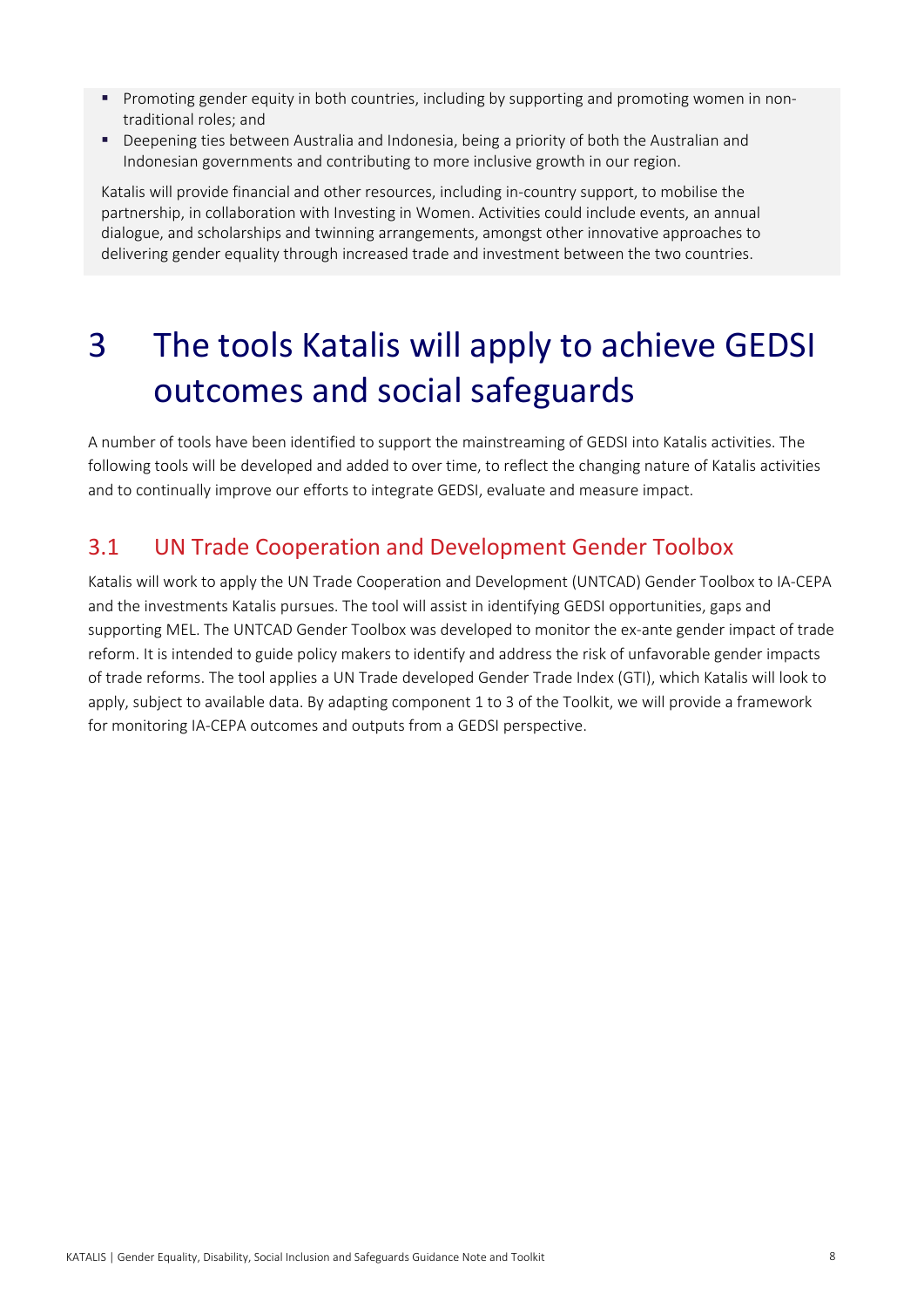- Promoting gender equity in both countries, including by supporting and promoting women in non-traditional roles; and
- Deepening ties between Australia and Indonesia, being a priority of both the Australian and Indonesian governments and contributing to more inclusive growth in our region.

Katalis will provide financial and other resources, including in-country support, to mobilise the partnership, in collaboration with Investing in Women. Activities could include events, an annual dialogue, and scholarships and twinning arrangements, amongst other innovative approaches to delivering gender equality through increased trade and investment between the two countries.

# 3 The tools Katalis will apply to achieve GEDSI outcomes and social safeguards

A number of tools have been identified to support the mainstreaming of GEDSI into Katalis activities. The following tools will be developed and added to over time, to reflect the changing nature of Katalis activities and to continually improve our efforts to integrate GEDSI, evaluate and measure impact.

## 3.1 UN Trade Cooperation and Development Gender Toolbox

Katalis will work to apply the UN Trade Cooperation and Development (UNTCAD) Gender Toolbox to IA-CEPA and the investments Katalis pursues. The tool will assist in identifying GEDSI opportunities, gaps and supporting MEL. The UNTCAD Gender Toolbox was developed to monitor the ex-ante gender impact of trade reform. It is intended to guide policy makers to identify and address the risk of unfavorable gender impacts of trade reforms. The tool applies a UN Trade developed Gender Trade Index (GTI), which Katalis will look to apply, subject to available data. By adapting component 1 to 3 of the Toolkit, we will provide a framework for monitoring IA-CEPA outcomes and outputs from a GEDSI perspective.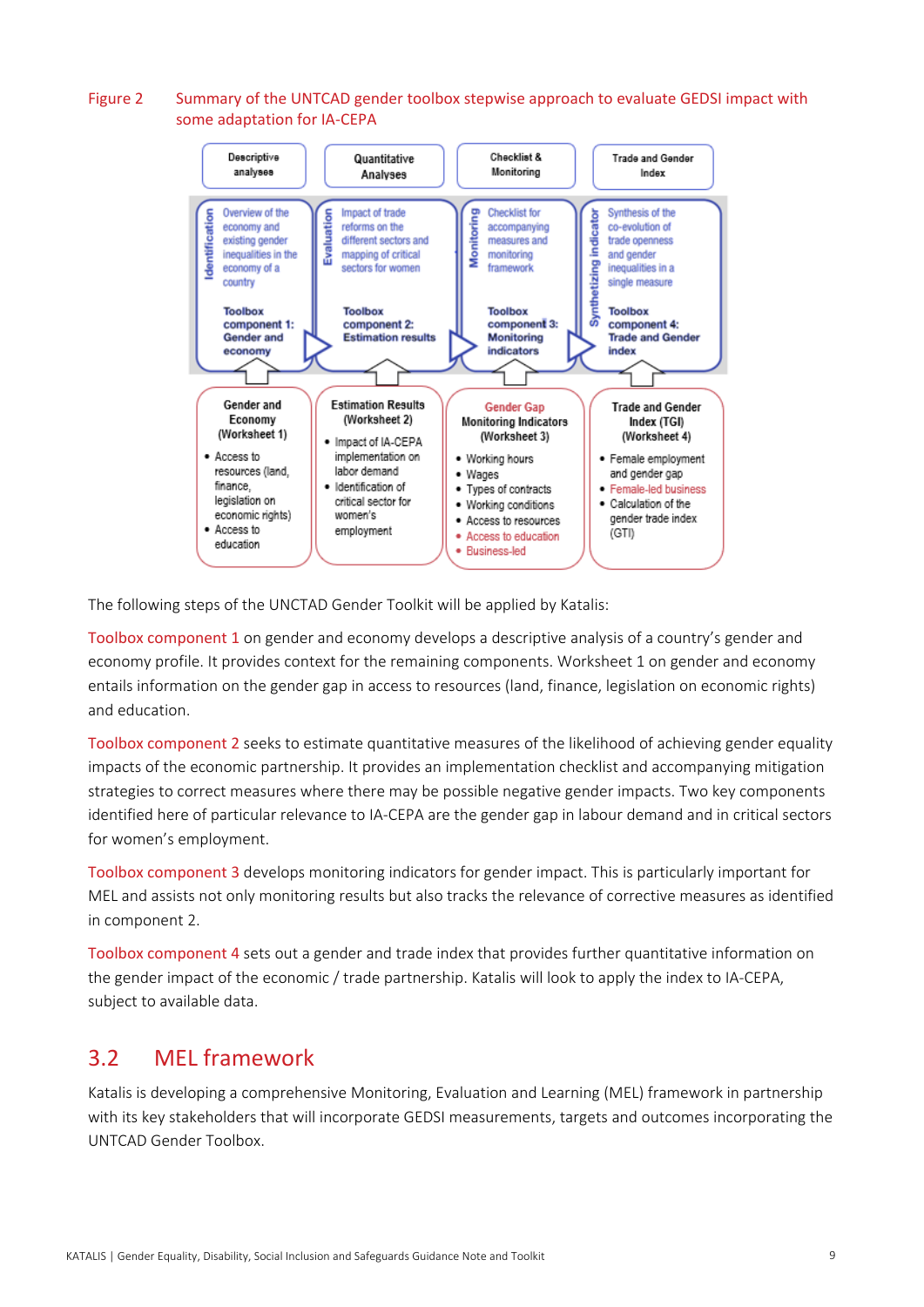Figure 2 Summary of the UNTCAD gender toolbox stepwise approach to evaluate GEDSI impact with some adaptation for IA-CEPA

| Descriptive analyses | Quantitative Analyses | Checklist & Monitoring | Trade and Gender Index |
|---|---|---|---|
| **Identification**: Overview of the economy and existing gender inequalities in the economy of a country | **Evaluation**: Impact of trade reforms on the different sectors and mapping of critical sectors for women | **Monitoring**: Checklist for accompanying measures and monitoring framework | **Synthetizing indicator**: Synthesis of the co-evolution of trade openness and gender inequalities in a single measure |
| **Toolbox component 1: Gender and economy** | **Toolbox component 2: Estimation results** | **Toolbox component 3: Monitoring indicators** | **Toolbox component 4: Trade and Gender index** |
| **Gender and Economy (Worksheet 1)**<br>• Access to resources (land, finance, legislation on economic rights)<br>• Access to education | **Estimation Results (Worksheet 2)**<br>• Impact of IA-CEPA implementation on labor demand<br>• Identification of critical sector for women's employment | **Gender Gap Monitoring Indicators (Worksheet 3)**<br>• Working hours<br>• Wages<br>• Types of contracts<br>• Working conditions<br>• Access to resources<br>• Access to education<br>• Business-led | **Trade and Gender Index (TGI) (Worksheet 4)**<br>• Female employment and gender gap<br>• Female-led business<br>• Calculation of the gender trade index (GTI) |

The following steps of the UNCTAD Gender Toolkit will be applied by Katalis:

Toolbox component 1 on gender and economy develops a descriptive analysis of a country's gender and economy profile. It provides context for the remaining components. Worksheet 1 on gender and economy entails information on the gender gap in access to resources (land, finance, legislation on economic rights) and education.

Toolbox component 2 seeks to estimate quantitative measures of the likelihood of achieving gender equality impacts of the economic partnership. It provides an implementation checklist and accompanying mitigation strategies to correct measures where there may be possible negative gender impacts. Two key components identified here of particular relevance to IA-CEPA are the gender gap in labour demand and in critical sectors for women's employment.

Toolbox component 3 develops monitoring indicators for gender impact. This is particularly important for MEL and assists not only monitoring results but also tracks the relevance of corrective measures as identified in component 2.

Toolbox component 4 sets out a gender and trade index that provides further quantitative information on the gender impact of the economic / trade partnership. Katalis will look to apply the index to IA-CEPA, subject to available data.

## 3.2 MEL framework

Katalis is developing a comprehensive Monitoring, Evaluation and Learning (MEL) framework in partnership with its key stakeholders that will incorporate GEDSI measurements, targets and outcomes incorporating the UNTCAD Gender Toolbox.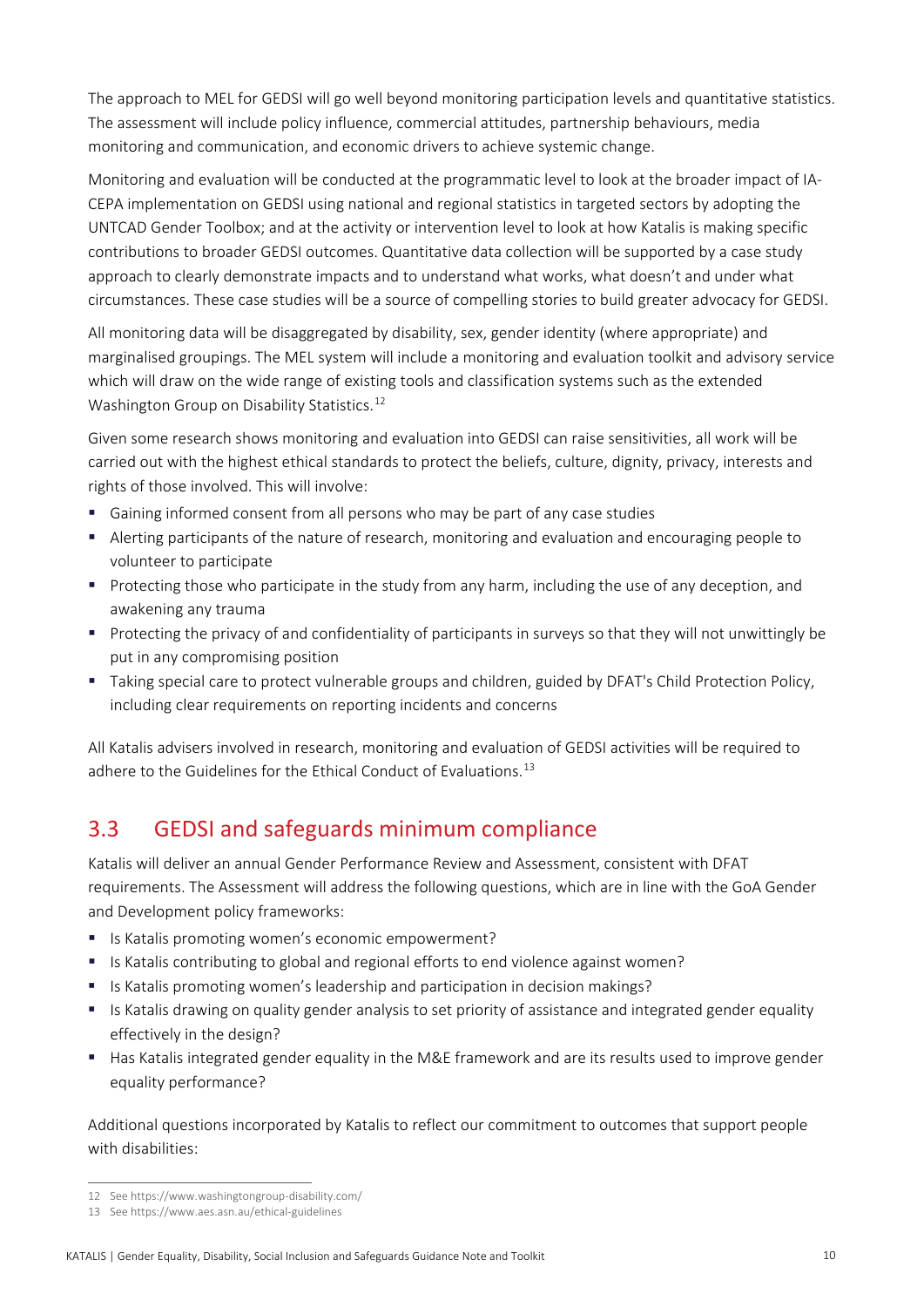The approach to MEL for GEDSI will go well beyond monitoring participation levels and quantitative statistics. The assessment will include policy influence, commercial attitudes, partnership behaviours, media monitoring and communication, and economic drivers to achieve systemic change.

Monitoring and evaluation will be conducted at the programmatic level to look at the broader impact of IA-CEPA implementation on GEDSI using national and regional statistics in targeted sectors by adopting the UNTCAD Gender Toolbox; and at the activity or intervention level to look at how Katalis is making specific contributions to broader GEDSI outcomes. Quantitative data collection will be supported by a case study approach to clearly demonstrate impacts and to understand what works, what doesn't and under what circumstances. These case studies will be a source of compelling stories to build greater advocacy for GEDSI.

All monitoring data will be disaggregated by disability, sex, gender identity (where appropriate) and marginalised groupings. The MEL system will include a monitoring and evaluation toolkit and advisory service which will draw on the wide range of existing tools and classification systems such as the extended Washington Group on Disability Statistics.[12]

Given some research shows monitoring and evaluation into GEDSI can raise sensitivities, all work will be carried out with the highest ethical standards to protect the beliefs, culture, dignity, privacy, interests and rights of those involved. This will involve:

- Gaining informed consent from all persons who may be part of any case studies
- Alerting participants of the nature of research, monitoring and evaluation and encouraging people to volunteer to participate
- Protecting those who participate in the study from any harm, including the use of any deception, and awakening any trauma
- Protecting the privacy of and confidentiality of participants in surveys so that they will not unwittingly be put in any compromising position
- Taking special care to protect vulnerable groups and children, guided by DFAT's Child Protection Policy, including clear requirements on reporting incidents and concerns

All Katalis advisers involved in research, monitoring and evaluation of GEDSI activities will be required to adhere to the Guidelines for the Ethical Conduct of Evaluations.[13]

## 3.3 GEDSI and safeguards minimum compliance

Katalis will deliver an annual Gender Performance Review and Assessment, consistent with DFAT requirements. The Assessment will address the following questions, which are in line with the GoA Gender and Development policy frameworks:

- Is Katalis promoting women's economic empowerment?
- Is Katalis contributing to global and regional efforts to end violence against women?
- Is Katalis promoting women's leadership and participation in decision makings?
- Is Katalis drawing on quality gender analysis to set priority of assistance and integrated gender equality effectively in the design?
- Has Katalis integrated gender equality in the M&E framework and are its results used to improve gender equality performance?

Additional questions incorporated by Katalis to reflect our commitment to outcomes that support people with disabilities:

---

12 See https://www.washingtongroup-disability.com/

13 See https://www.aes.asn.au/ethical-guidelines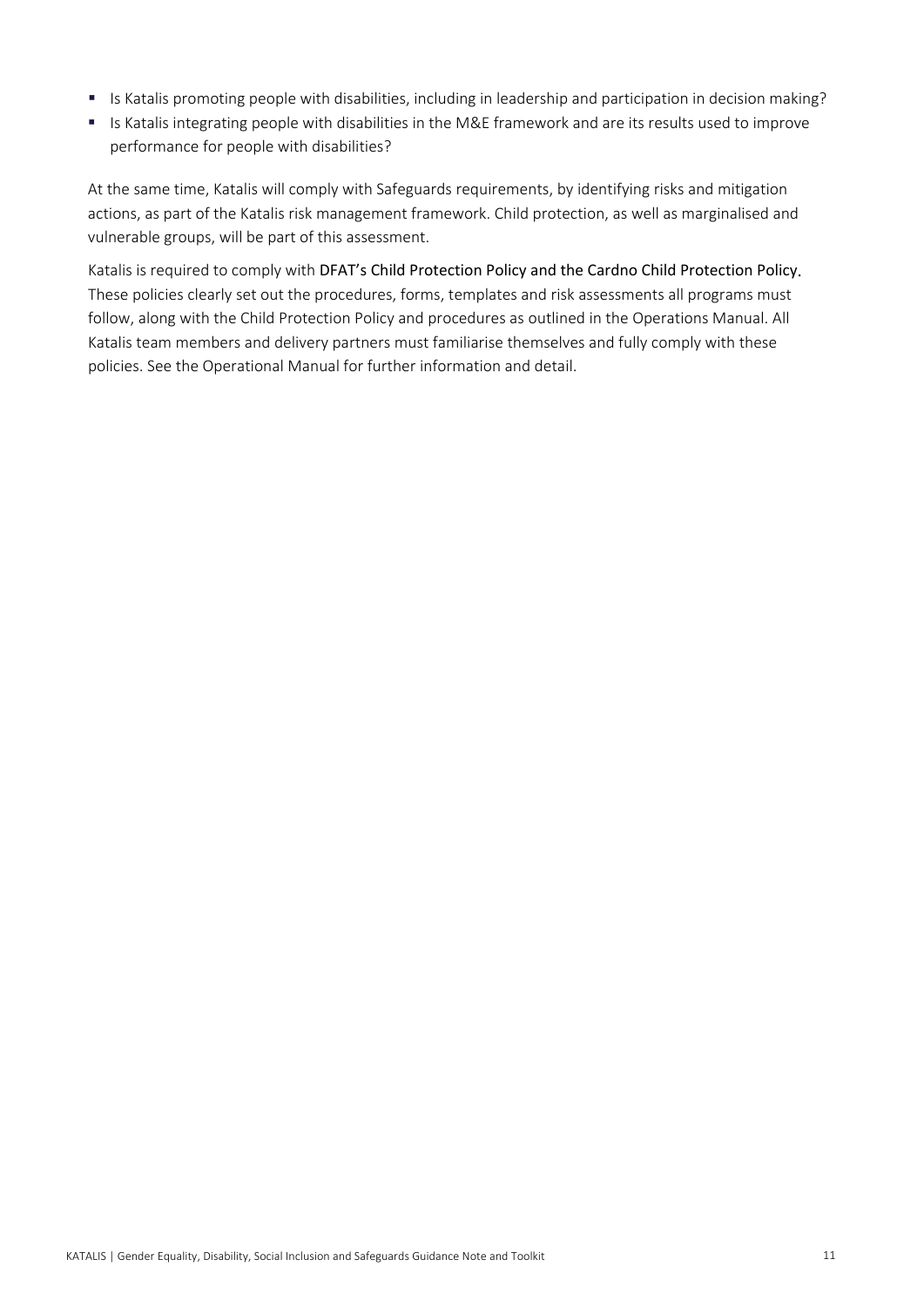- Is Katalis promoting people with disabilities, including in leadership and participation in decision making?
- Is Katalis integrating people with disabilities in the M&E framework and are its results used to improve performance for people with disabilities?

At the same time, Katalis will comply with Safeguards requirements, by identifying risks and mitigation actions, as part of the Katalis risk management framework. Child protection, as well as marginalised and vulnerable groups, will be part of this assessment.

Katalis is required to comply with DFAT's Child Protection Policy and the Cardno Child Protection Policy. These policies clearly set out the procedures, forms, templates and risk assessments all programs must follow, along with the Child Protection Policy and procedures as outlined in the Operations Manual. All Katalis team members and delivery partners must familiarise themselves and fully comply with these policies. See the Operational Manual for further information and detail.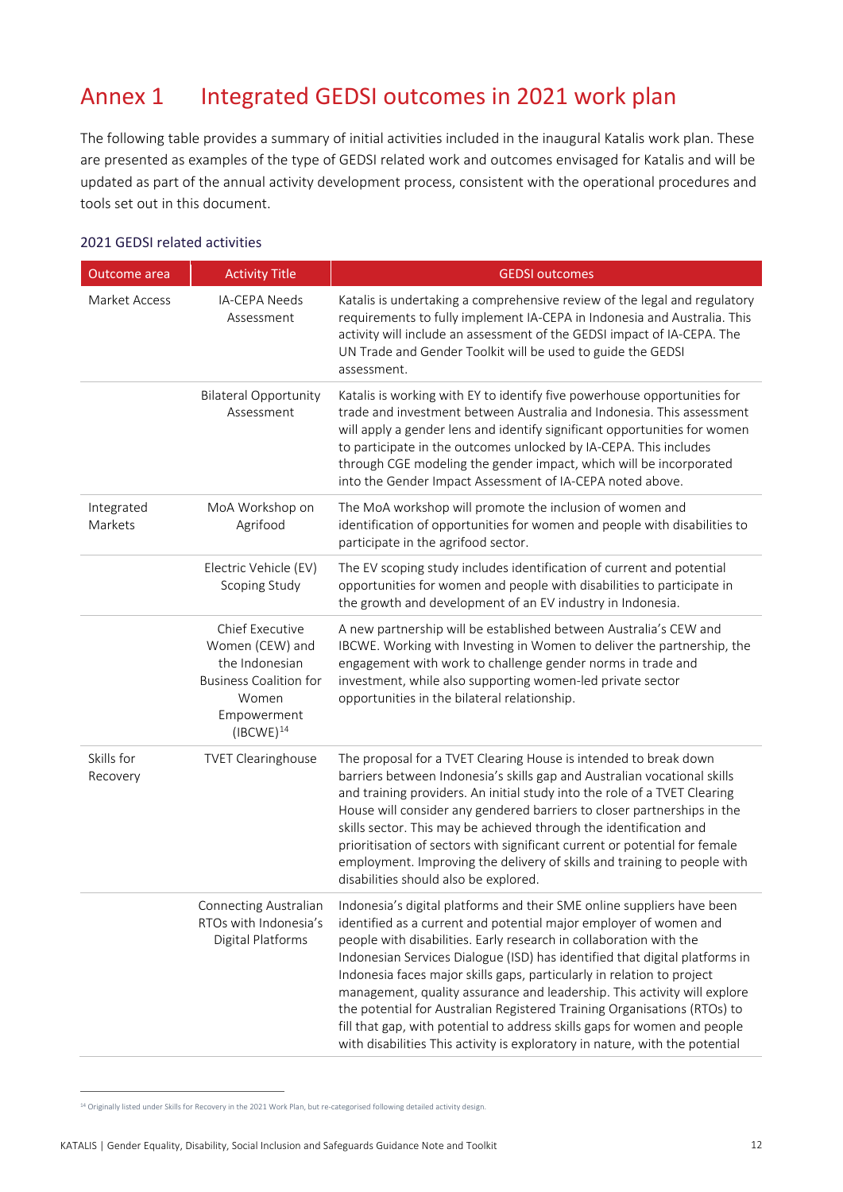# Annex 1 Integrated GEDSI outcomes in 2021 work plan

The following table provides a summary of initial activities included in the inaugural Katalis work plan. These are presented as examples of the type of GEDSI related work and outcomes envisaged for Katalis and will be updated as part of the annual activity development process, consistent with the operational procedures and tools set out in this document.

### 2021 GEDSI related activities

| Outcome area | Activity Title | GEDSI outcomes |
|---|---|---|
| Market Access | IA-CEPA Needs Assessment | Katalis is undertaking a comprehensive review of the legal and regulatory requirements to fully implement IA-CEPA in Indonesia and Australia. This activity will include an assessment of the GEDSI impact of IA-CEPA. The UN Trade and Gender Toolkit will be used to guide the GEDSI assessment. |
| | Bilateral Opportunity Assessment | Katalis is working with EY to identify five powerhouse opportunities for trade and investment between Australia and Indonesia. This assessment will apply a gender lens and identify significant opportunities for women to participate in the outcomes unlocked by IA-CEPA. This includes through CGE modeling the gender impact, which will be incorporated into the Gender Impact Assessment of IA-CEPA noted above. |
| Integrated Markets | MoA Workshop on Agrifood | The MoA workshop will promote the inclusion of women and identification of opportunities for women and people with disabilities to participate in the agrifood sector. |
| | Electric Vehicle (EV) Scoping Study | The EV scoping study includes identification of current and potential opportunities for women and people with disabilities to participate in the growth and development of an EV industry in Indonesia. |
| | Chief Executive Women (CEW) and the Indonesian Business Coalition for Women Empowerment (IBCWE)[14] | A new partnership will be established between Australia's CEW and IBCWE. Working with Investing in Women to deliver the partnership, the engagement with work to challenge gender norms in trade and investment, while also supporting women-led private sector opportunities in the bilateral relationship. |
| Skills for Recovery | TVET Clearinghouse | The proposal for a TVET Clearing House is intended to break down barriers between Indonesia's skills gap and Australian vocational skills and training providers. An initial study into the role of a TVET Clearing House will consider any gendered barriers to closer partnerships in the skills sector. This may be achieved through the identification and prioritisation of sectors with significant current or potential for female employment. Improving the delivery of skills and training to people with disabilities should also be explored. |
| | Connecting Australian RTOs with Indonesia's Digital Platforms | Indonesia's digital platforms and their SME online suppliers have been identified as a current and potential major employer of women and people with disabilities. Early research in collaboration with the Indonesian Services Dialogue (ISD) has identified that digital platforms in Indonesia faces major skills gaps, particularly in relation to project management, quality assurance and leadership. This activity will explore the potential for Australian Registered Training Organisations (RTOs) to fill that gap, with potential to address skills gaps for women and people with disabilities This activity is exploratory in nature, with the potential |

[14] Originally listed under Skills for Recovery in the 2021 Work Plan, but re-categorised following detailed activity design.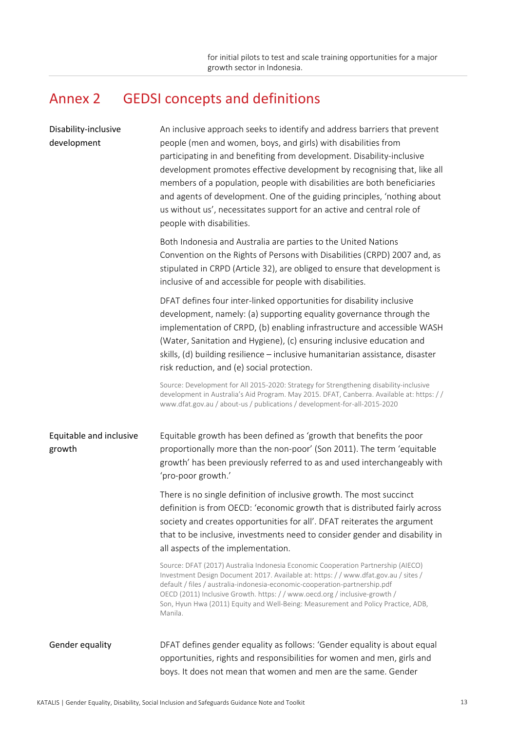for initial pilots to test and scale training opportunities for a major growth sector in Indonesia.

# Annex 2 GEDSI concepts and definitions

**Disability-inclusive development**

An inclusive approach seeks to identify and address barriers that prevent people (men and women, boys, and girls) with disabilities from participating in and benefiting from development. Disability-inclusive development promotes effective development by recognising that, like all members of a population, people with disabilities are both beneficiaries and agents of development. One of the guiding principles, 'nothing about us without us', necessitates support for an active and central role of people with disabilities.

Both Indonesia and Australia are parties to the United Nations Convention on the Rights of Persons with Disabilities (CRPD) 2007 and, as stipulated in CRPD (Article 32), are obliged to ensure that development is inclusive of and accessible for people with disabilities.

DFAT defines four inter-linked opportunities for disability inclusive development, namely: (a) supporting equality governance through the implementation of CRPD, (b) enabling infrastructure and accessible WASH (Water, Sanitation and Hygiene), (c) ensuring inclusive education and skills, (d) building resilience – inclusive humanitarian assistance, disaster risk reduction, and (e) social protection.

Source: Development for All 2015-2020: Strategy for Strengthening disability-inclusive development in Australia's Aid Program. May 2015. DFAT, Canberra. Available at: https: / / www.dfat.gov.au / about-us / publications / development-for-all-2015-2020

**Equitable and inclusive growth**

Equitable growth has been defined as 'growth that benefits the poor proportionally more than the non-poor' (Son 2011). The term 'equitable growth' has been previously referred to as and used interchangeably with 'pro-poor growth.'

There is no single definition of inclusive growth. The most succinct definition is from OECD: 'economic growth that is distributed fairly across society and creates opportunities for all'. DFAT reiterates the argument that to be inclusive, investments need to consider gender and disability in all aspects of the implementation.

Source: DFAT (2017) Australia Indonesia Economic Cooperation Partnership (AIECO) Investment Design Document 2017. Available at: https: / / www.dfat.gov.au / sites / default / files / australia-indonesia-economic-cooperation-partnership.pdf
OECD (2011) Inclusive Growth. https: / / www.oecd.org / inclusive-growth /
Son, Hyun Hwa (2011) Equity and Well-Being: Measurement and Policy Practice, ADB, Manila.

**Gender equality**

DFAT defines gender equality as follows: 'Gender equality is about equal opportunities, rights and responsibilities for women and men, girls and boys. It does not mean that women and men are the same. Gender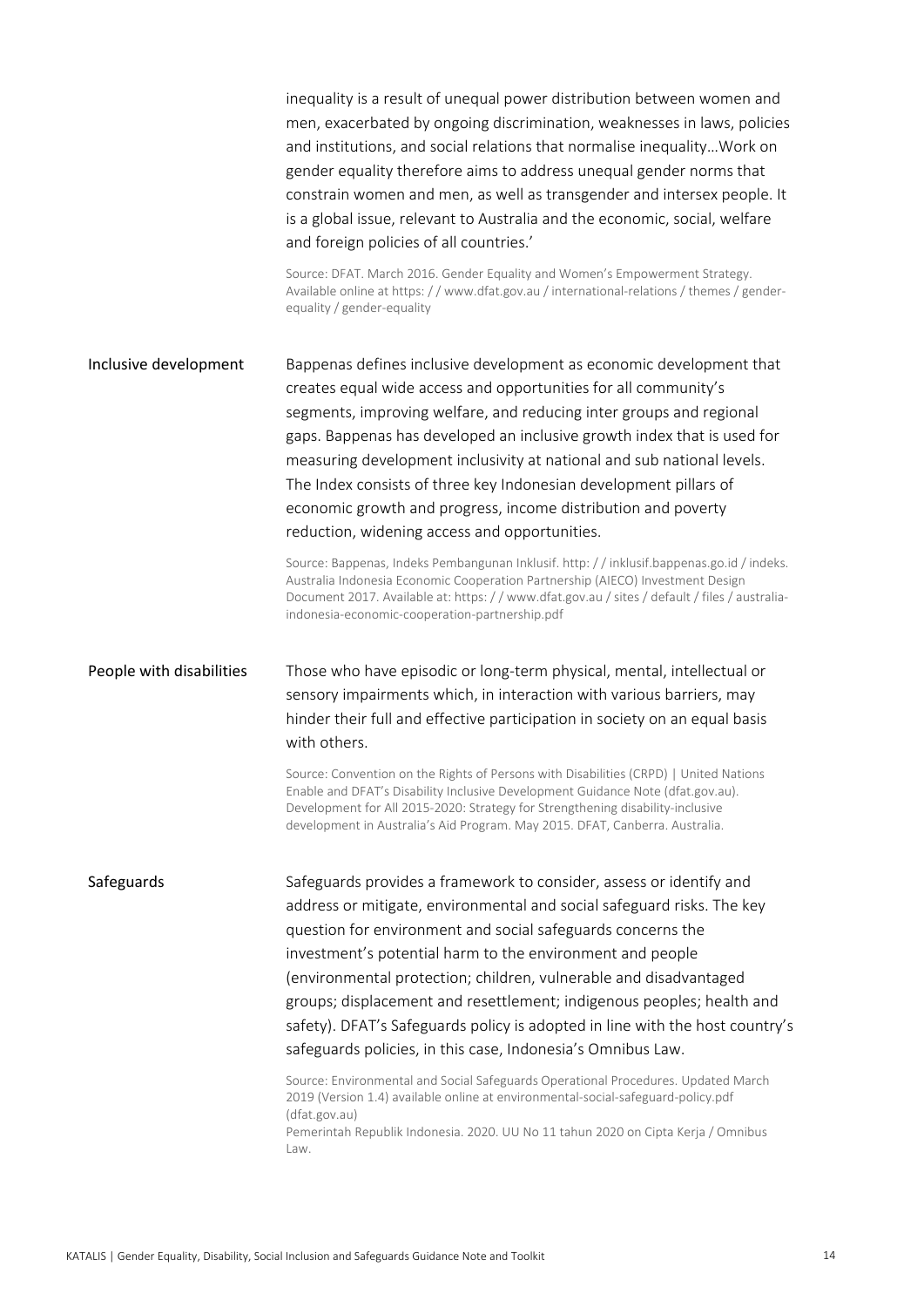| | |
|---|---|
| | inequality is a result of unequal power distribution between women and men, exacerbated by ongoing discrimination, weaknesses in laws, policies and institutions, and social relations that normalise inequality…Work on gender equality therefore aims to address unequal gender norms that constrain women and men, as well as transgender and intersex people. It is a global issue, relevant to Australia and the economic, social, welfare and foreign policies of all countries.'<br><br>Source: DFAT. March 2016. Gender Equality and Women's Empowerment Strategy. Available online at https: / / www.dfat.gov.au / international-relations / themes / gender-equality / gender-equality |
| Inclusive development | Bappenas defines inclusive development as economic development that creates equal wide access and opportunities for all community's segments, improving welfare, and reducing inter groups and regional gaps. Bappenas has developed an inclusive growth index that is used for measuring development inclusivity at national and sub national levels. The Index consists of three key Indonesian development pillars of economic growth and progress, income distribution and poverty reduction, widening access and opportunities.<br><br>Source: Bappenas, Indeks Pembangunan Inklusif. http: / / inklusif.bappenas.go.id / indeks. Australia Indonesia Economic Cooperation Partnership (AIECO) Investment Design Document 2017. Available at: https: / / www.dfat.gov.au / sites / default / files / australia-indonesia-economic-cooperation-partnership.pdf |
| People with disabilities | Those who have episodic or long-term physical, mental, intellectual or sensory impairments which, in interaction with various barriers, may hinder their full and effective participation in society on an equal basis with others.<br><br>Source: Convention on the Rights of Persons with Disabilities (CRPD) \| United Nations Enable and DFAT's Disability Inclusive Development Guidance Note (dfat.gov.au). Development for All 2015-2020: Strategy for Strengthening disability-inclusive development in Australia's Aid Program. May 2015. DFAT, Canberra. Australia. |
| Safeguards | Safeguards provides a framework to consider, assess or identify and address or mitigate, environmental and social safeguard risks. The key question for environment and social safeguards concerns the investment's potential harm to the environment and people (environmental protection; children, vulnerable and disadvantaged groups; displacement and resettlement; indigenous peoples; health and safety). DFAT's Safeguards policy is adopted in line with the host country's safeguards policies, in this case, Indonesia's Omnibus Law.<br><br>Source: Environmental and Social Safeguards Operational Procedures. Updated March 2019 (Version 1.4) available online at environmental-social-safeguard-policy.pdf (dfat.gov.au)<br>Pemerintah Republik Indonesia. 2020. UU No 11 tahun 2020 on Cipta Kerja / Omnibus Law. |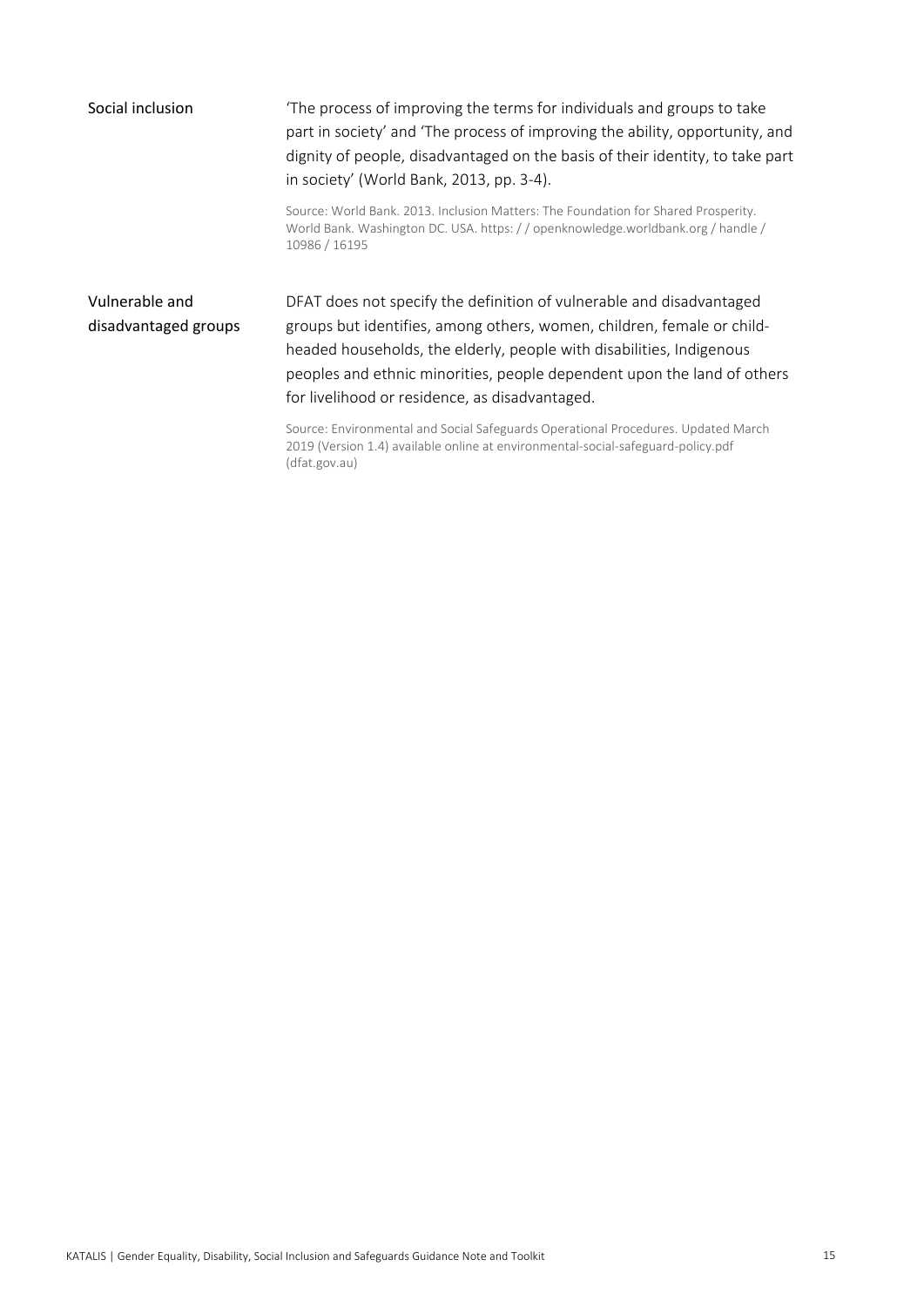| | |
|---|---|
| Social inclusion | 'The process of improving the terms for individuals and groups to take part in society' and 'The process of improving the ability, opportunity, and dignity of people, disadvantaged on the basis of their identity, to take part in society' (World Bank, 2013, pp. 3-4).<br><br>Source: World Bank. 2013. Inclusion Matters: The Foundation for Shared Prosperity. World Bank. Washington DC. USA. https: / / openknowledge.worldbank.org / handle / 10986 / 16195 |
| Vulnerable and disadvantaged groups | DFAT does not specify the definition of vulnerable and disadvantaged groups but identifies, among others, women, children, female or child-headed households, the elderly, people with disabilities, Indigenous peoples and ethnic minorities, people dependent upon the land of others for livelihood or residence, as disadvantaged.<br><br>Source: Environmental and Social Safeguards Operational Procedures. Updated March 2019 (Version 1.4) available online at environmental-social-safeguard-policy.pdf (dfat.gov.au) |